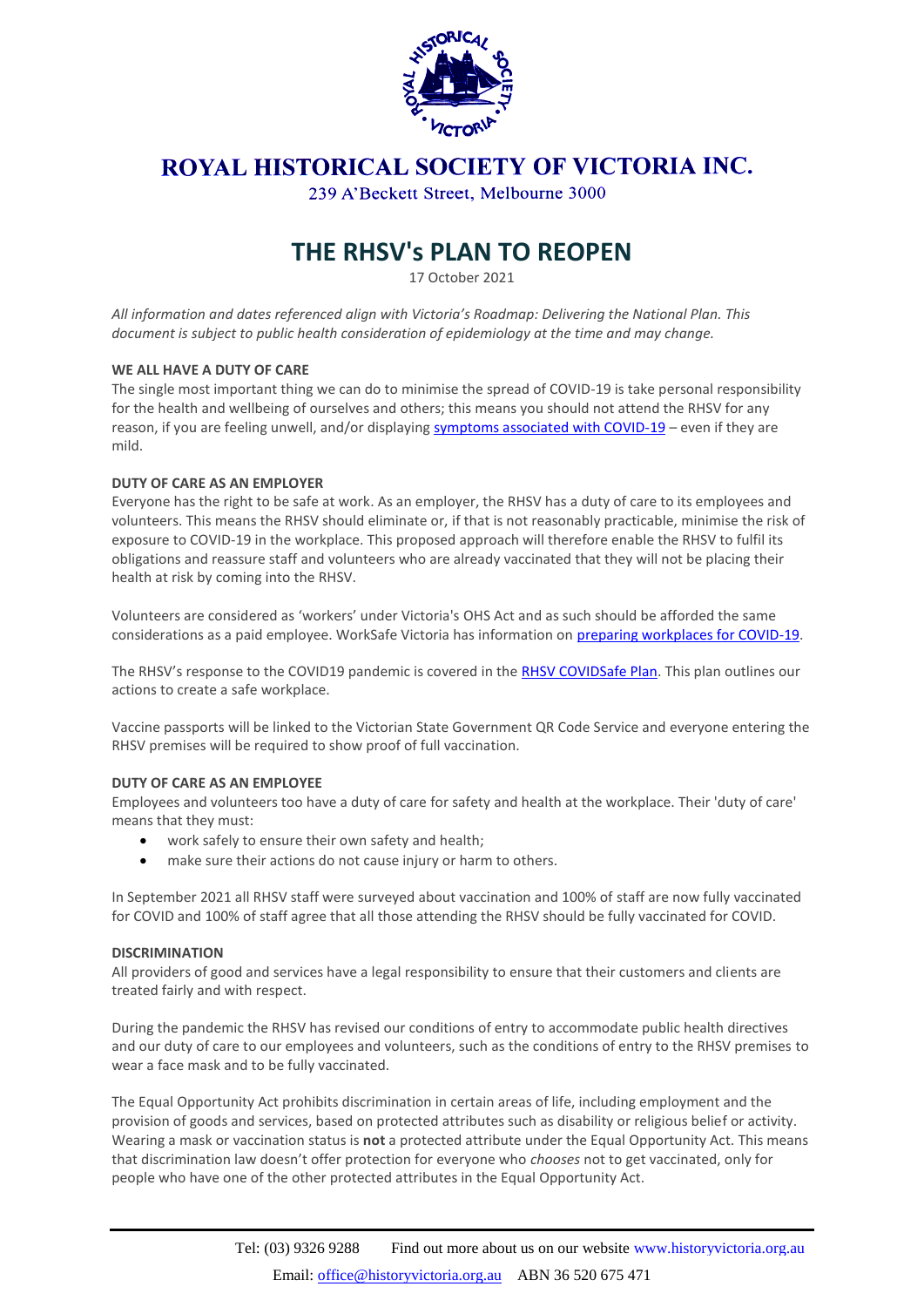# ROYAL HISTORICAL SOCIETY OF VICTORIA INC.

239 A'Beckett Street, Melbourne 3000

# THE RHSV's PLAN TO REOPEN

17 October 2021

*All information and dates referenced align with Victoria's Roadmap: Delivering the National Plan. This document is subject to public health consideration of epidemiology at the time and may change.*

**WE ALL HAVE A DUTY OF CARE**

The single most important thing we can do to minimise the spread of COVID-19 is take personal responsibility for the health and wellbeing of ourselves and others; this means you should not attend the RHSV for any reason, if you are feeling unwell, and/or displaying symptoms associated with COVID-19 – even if they are mild.

**DUTY OF CARE AS AN EMPLOYER**

Everyone has the right to be safe at work. As an employer, the RHSV has a duty of care to its employees and volunteers. This means the RHSV should eliminate or, if that is not reasonably practicable, minimise the risk of exposure to COVID-19 in the workplace. This proposed approach will therefore enable the RHSV to fulfil its obligations and reassure staff and volunteers who are already vaccinated that they will not be placing their health at risk by coming into the RHSV.

Volunteers are considered as 'workers' under Victoria's OHS Act and as such should be afforded the same considerations as a paid employee. WorkSafe Victoria has information on preparing workplaces for COVID-19.

The RHSV's response to the COVID19 pandemic is covered in the RHSV COVIDSafe Plan. This plan outlines our actions to create a safe workplace.

Vaccine passports will be linked to the Victorian State Government QR Code Service and everyone entering the RHSV premises will be required to show proof of full vaccination.

**DUTY OF CARE AS AN EMPLOYEE**

Employees and volunteers too have a duty of care for safety and health at the workplace. Their 'duty of care' means that they must:

- work safely to ensure their own safety and health;
- make sure their actions do not cause injury or harm to others.

In September 2021 all RHSV staff were surveyed about vaccination and 100% of staff are now fully vaccinated for COVID and 100% of staff agree that all those attending the RHSV should be fully vaccinated for COVID.

**DISCRIMINATION**

All providers of good and services have a legal responsibility to ensure that their customers and clients are treated fairly and with respect.

During the pandemic the RHSV has revised our conditions of entry to accommodate public health directives and our duty of care to our employees and volunteers, such as the conditions of entry to the RHSV premises to wear a face mask and to be fully vaccinated.

The Equal Opportunity Act prohibits discrimination in certain areas of life, including employment and the provision of goods and services, based on protected attributes such as disability or religious belief or activity. Wearing a mask or vaccination status is **not** a protected attribute under the Equal Opportunity Act. This means that discrimination law doesn't offer protection for everyone who *chooses* not to get vaccinated, only for people who have one of the other protected attributes in the Equal Opportunity Act.

Tel: (03) 9326 9288 Find out more about us on our website www.historyvictoria.org.au

Email: office@historyvictoria.org.au ABN 36 520 675 471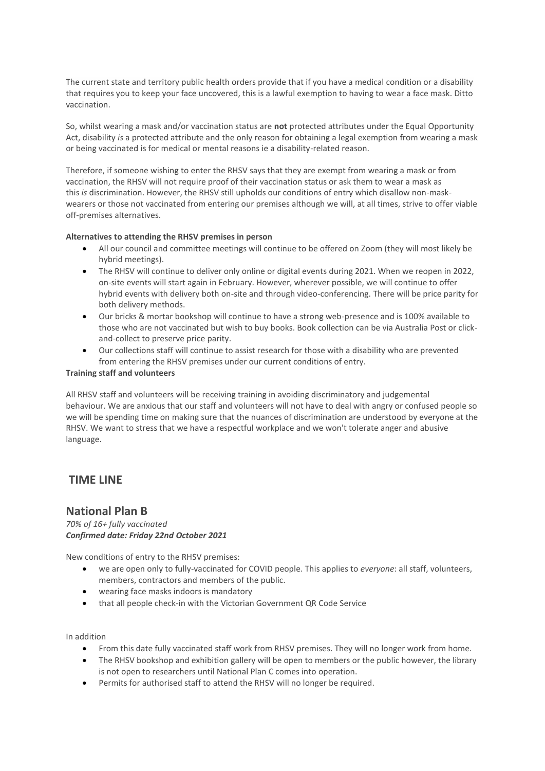The current state and territory public health orders provide that if you have a medical condition or a disability that requires you to keep your face uncovered, this is a lawful exemption to having to wear a face mask. Ditto vaccination.

So, whilst wearing a mask and/or vaccination status are **not** protected attributes under the Equal Opportunity Act, disability *is* a protected attribute and the only reason for obtaining a legal exemption from wearing a mask or being vaccinated is for medical or mental reasons ie a disability-related reason.

Therefore, if someone wishing to enter the RHSV says that they are exempt from wearing a mask or from vaccination, the RHSV will not require proof of their vaccination status or ask them to wear a mask as this *is* discrimination. However, the RHSV still upholds our conditions of entry which disallow non-mask-wearers or those not vaccinated from entering our premises although we will, at all times, strive to offer viable off-premises alternatives.

**Alternatives to attending the RHSV premises in person**

- All our council and committee meetings will continue to be offered on Zoom (they will most likely be hybrid meetings).
- The RHSV will continue to deliver only online or digital events during 2021. When we reopen in 2022, on-site events will start again in February. However, wherever possible, we will continue to offer hybrid events with delivery both on-site and through video-conferencing. There will be price parity for both delivery methods.
- Our bricks & mortar bookshop will continue to have a strong web-presence and is 100% available to those who are not vaccinated but wish to buy books. Book collection can be via Australia Post or click-and-collect to preserve price parity.
- Our collections staff will continue to assist research for those with a disability who are prevented from entering the RHSV premises under our current conditions of entry.

**Training staff and volunteers**

All RHSV staff and volunteers will be receiving training in avoiding discriminatory and judgemental behaviour. We are anxious that our staff and volunteers will not have to deal with angry or confused people so we will be spending time on making sure that the nuances of discrimination are understood by everyone at the RHSV. We want to stress that we have a respectful workplace and we won't tolerate anger and abusive language.

## TIME LINE

## National Plan B

*70% of 16+ fully vaccinated*
***Confirmed date: Friday 22nd October 2021***

New conditions of entry to the RHSV premises:

- we are open only to fully-vaccinated for COVID people. This applies to *everyone*: all staff, volunteers, members, contractors and members of the public.
- wearing face masks indoors is mandatory
- that all people check-in with the Victorian Government QR Code Service

In addition

- From this date fully vaccinated staff work from RHSV premises. They will no longer work from home.
- The RHSV bookshop and exhibition gallery will be open to members or the public however, the library is not open to researchers until National Plan C comes into operation.
- Permits for authorised staff to attend the RHSV will no longer be required.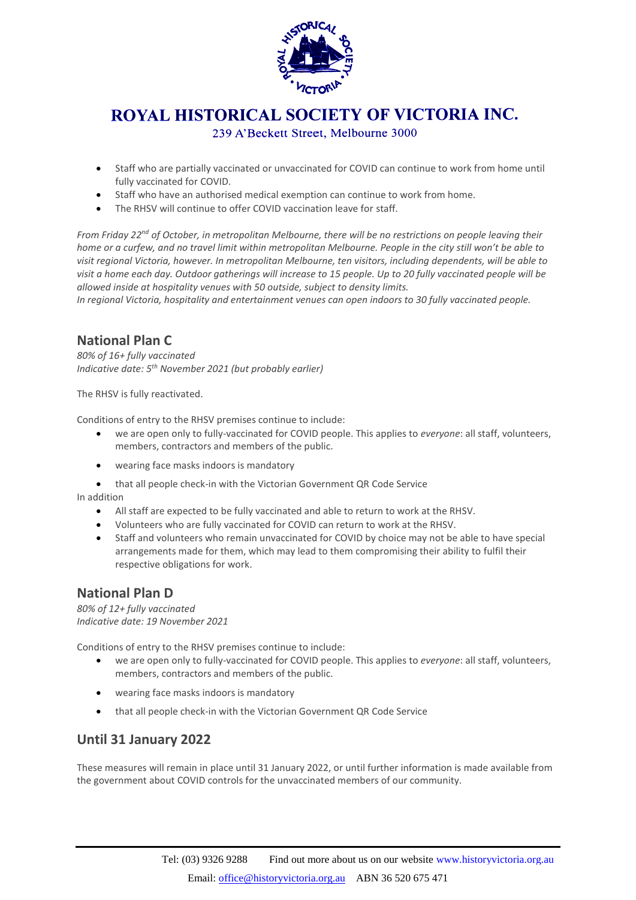- Staff who are partially vaccinated or unvaccinated for COVID can continue to work from home until fully vaccinated for COVID.
- Staff who have an authorised medical exemption can continue to work from home.
- The RHSV will continue to offer COVID vaccination leave for staff.

*From Friday 22nd of October, in metropolitan Melbourne, there will be no restrictions on people leaving their home or a curfew, and no travel limit within metropolitan Melbourne. People in the city still won't be able to visit regional Victoria, however. In metropolitan Melbourne, ten visitors, including dependents, will be able to visit a home each day. Outdoor gatherings will increase to 15 people. Up to 20 fully vaccinated people will be allowed inside at hospitality venues with 50 outside, subject to density limits.*
*In regional Victoria, hospitality and entertainment venues can open indoors to 30 fully vaccinated people.*

## National Plan C

*80% of 16+ fully vaccinated*
*Indicative date: 5th November 2021 (but probably earlier)*

The RHSV is fully reactivated.

Conditions of entry to the RHSV premises continue to include:

- we are open only to fully-vaccinated for COVID people. This applies to *everyone*: all staff, volunteers, members, contractors and members of the public.
- wearing face masks indoors is mandatory
- that all people check-in with the Victorian Government QR Code Service

In addition

- All staff are expected to be fully vaccinated and able to return to work at the RHSV.
- Volunteers who are fully vaccinated for COVID can return to work at the RHSV.
- Staff and volunteers who remain unvaccinated for COVID by choice may not be able to have special arrangements made for them, which may lead to them compromising their ability to fulfil their respective obligations for work.

## National Plan D

*80% of 12+ fully vaccinated*
*Indicative date: 19 November 2021*

Conditions of entry to the RHSV premises continue to include:

- we are open only to fully-vaccinated for COVID people. This applies to *everyone*: all staff, volunteers, members, contractors and members of the public.
- wearing face masks indoors is mandatory
- that all people check-in with the Victorian Government QR Code Service

## Until 31 January 2022

These measures will remain in place until 31 January 2022, or until further information is made available from the government about COVID controls for the unvaccinated members of our community.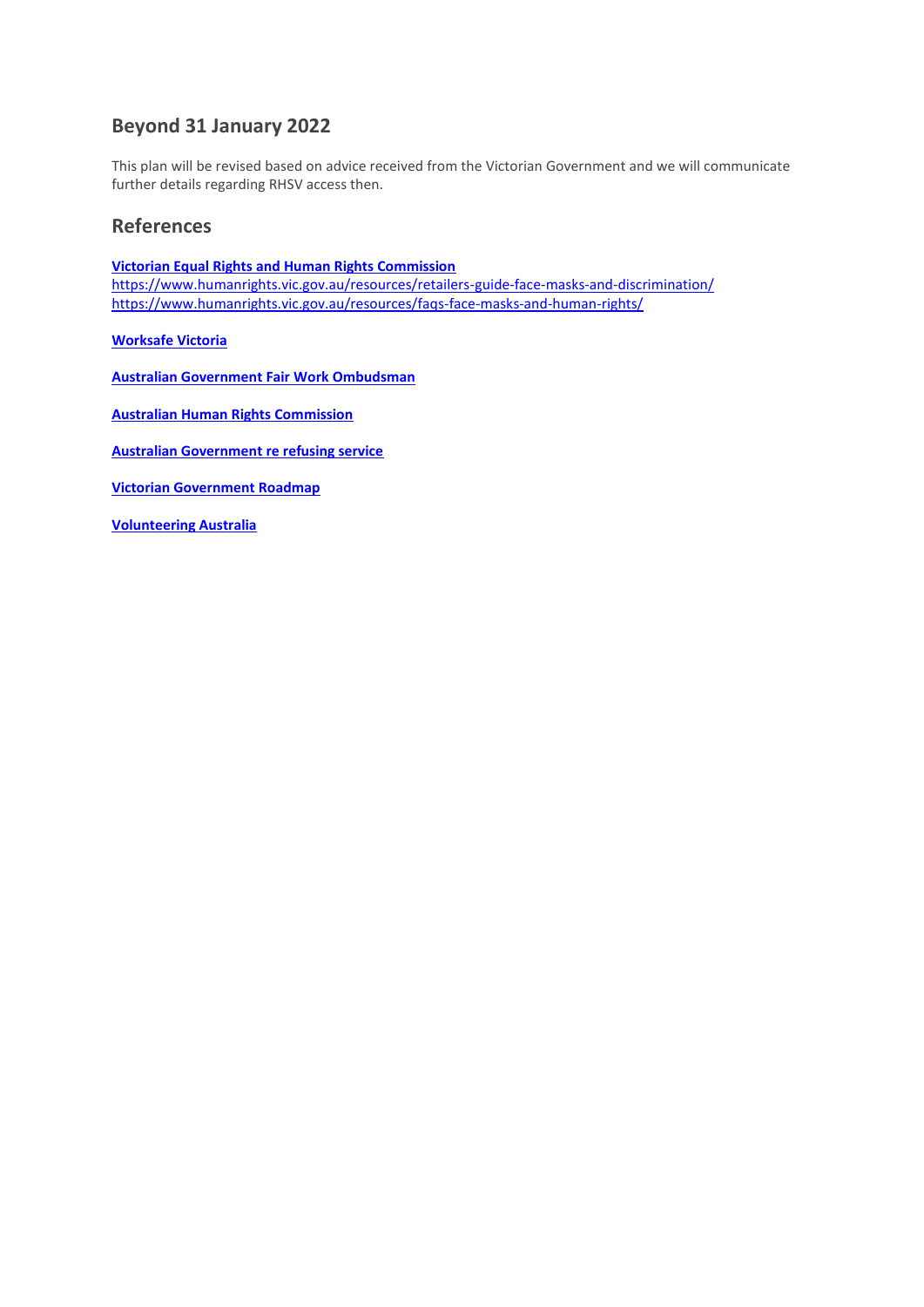## Beyond 31 January 2022

This plan will be revised based on advice received from the Victorian Government and we will communicate further details regarding RHSV access then.

## References

**Victorian Equal Rights and Human Rights Commission**
https://www.humanrights.vic.gov.au/resources/retailers-guide-face-masks-and-discrimination/
https://www.humanrights.vic.gov.au/resources/faqs-face-masks-and-human-rights/

**Worksafe Victoria**

**Australian Government Fair Work Ombudsman**

**Australian Human Rights Commission**

**Australian Government re refusing service**

**Victorian Government Roadmap**

**Volunteering Australia**